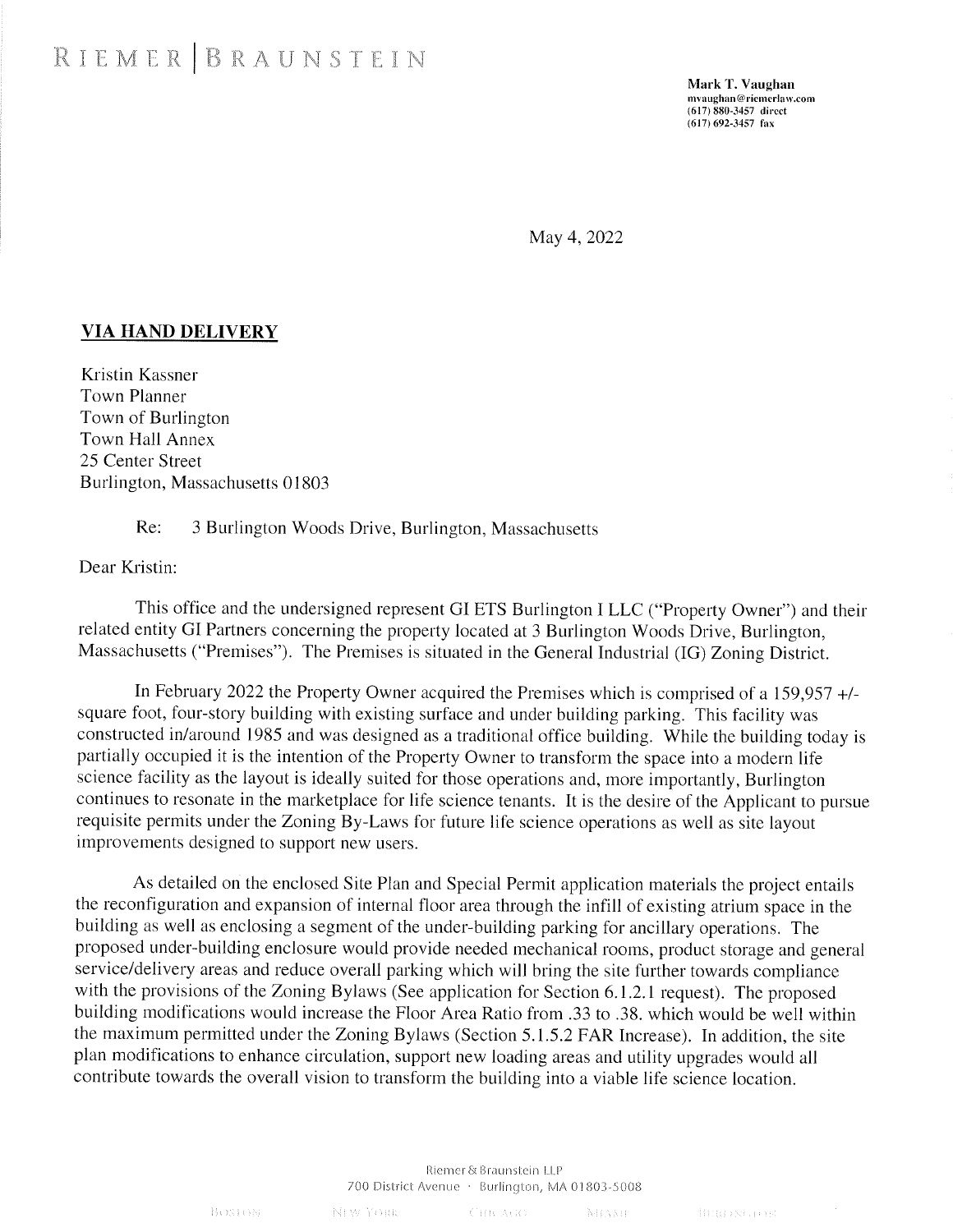RIEMER | BRAUNSTEIN

**Mark T. Vaughan**
mvaughan@riemerlaw.com
(617) 880-3457 direct
(617) 692-3457 fax

May 4, 2022

**VIA HAND DELIVERY**

Kristin Kassner
Town Planner
Town of Burlington
Town Hall Annex
25 Center Street
Burlington, Massachusetts 01803

Re: 3 Burlington Woods Drive, Burlington, Massachusetts

Dear Kristin:

This office and the undersigned represent GI ETS Burlington I LLC ("Property Owner") and their related entity GI Partners concerning the property located at 3 Burlington Woods Drive, Burlington, Massachusetts ("Premises"). The Premises is situated in the General Industrial (IG) Zoning District.

In February 2022 the Property Owner acquired the Premises which is comprised of a 159,957 +/- square foot, four-story building with existing surface and under building parking. This facility was constructed in/around 1985 and was designed as a traditional office building. While the building today is partially occupied it is the intention of the Property Owner to transform the space into a modern life science facility as the layout is ideally suited for those operations and, more importantly, Burlington continues to resonate in the marketplace for life science tenants. It is the desire of the Applicant to pursue requisite permits under the Zoning By-Laws for future life science operations as well as site layout improvements designed to support new users.

As detailed on the enclosed Site Plan and Special Permit application materials the project entails the reconfiguration and expansion of internal floor area through the infill of existing atrium space in the building as well as enclosing a segment of the under-building parking for ancillary operations. The proposed under-building enclosure would provide needed mechanical rooms, product storage and general service/delivery areas and reduce overall parking which will bring the site further towards compliance with the provisions of the Zoning Bylaws (See application for Section 6.1.2.1 request). The proposed building modifications would increase the Floor Area Ratio from .33 to .38. which would be well within the maximum permitted under the Zoning Bylaws (Section 5.1.5.2 FAR Increase). In addition, the site plan modifications to enhance circulation, support new loading areas and utility upgrades would all contribute towards the overall vision to transform the building into a viable life science location.

Riemer & Braunstein LLP
700 District Avenue · Burlington, MA 01803-5008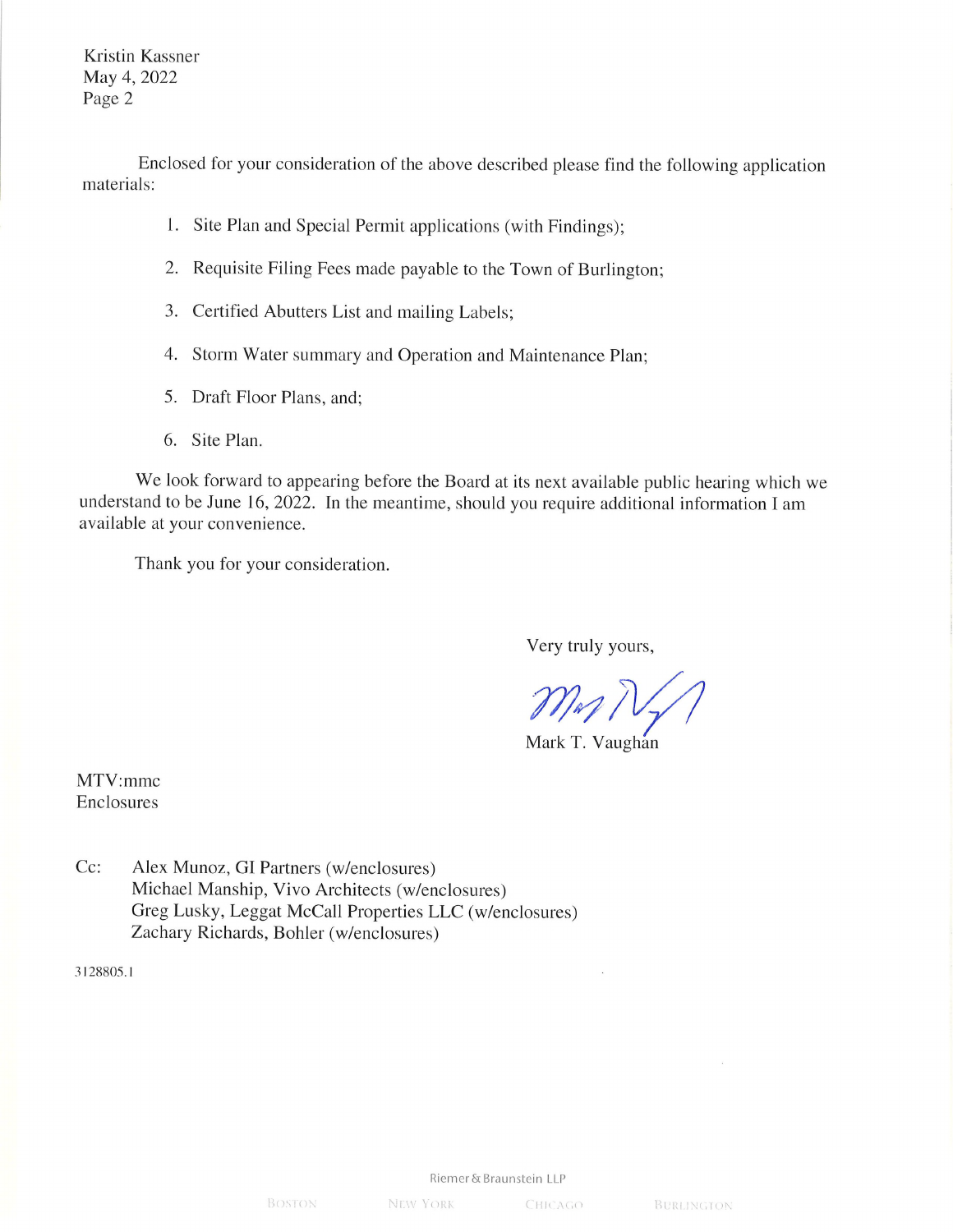Kristin Kassner
May 4, 2022
Page 2

Enclosed for your consideration of the above described please find the following application materials:

1. Site Plan and Special Permit applications (with Findings);
2. Requisite Filing Fees made payable to the Town of Burlington;
3. Certified Abutters List and mailing Labels;
4. Storm Water summary and Operation and Maintenance Plan;
5. Draft Floor Plans, and;
6. Site Plan.

We look forward to appearing before the Board at its next available public hearing which we understand to be June 16, 2022. In the meantime, should you require additional information I am available at your convenience.

Thank you for your consideration.

Very truly yours,

Mark T. Vaughan

MTV:mmc
Enclosures

Cc: Alex Munoz, GI Partners (w/enclosures)
Michael Manship, Vivo Architects (w/enclosures)
Greg Lusky, Leggat McCall Properties LLC (w/enclosures)
Zachary Richards, Bohler (w/enclosures)

3128805.1

Riemer & Braunstein LLP

Boston New York Chicago Burlington